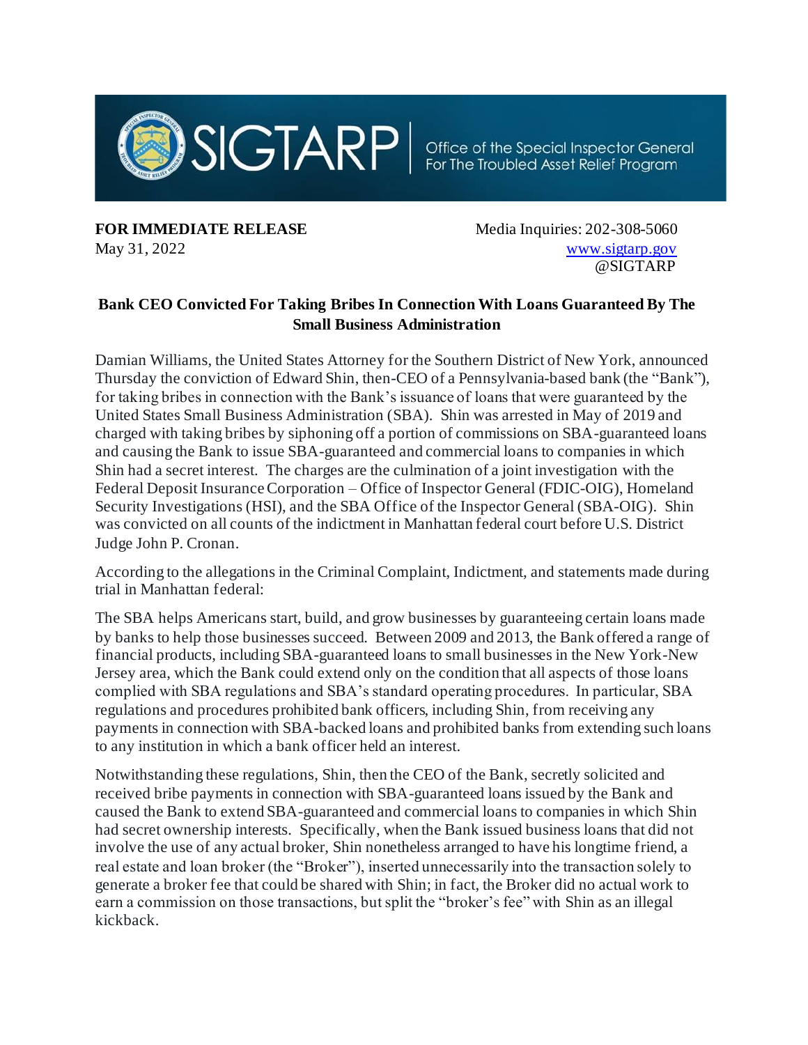SIGTARP | Office of the Special Inspector General For The Troubled Asset Relief Program

**FOR IMMEDIATE RELEASE**
May 31, 2022

Media Inquiries: 202-308-5060
www.sigtarp.gov
@SIGTARP

## Bank CEO Convicted For Taking Bribes In Connection With Loans Guaranteed By The Small Business Administration

Damian Williams, the United States Attorney for the Southern District of New York, announced Thursday the conviction of Edward Shin, then-CEO of a Pennsylvania-based bank (the "Bank"), for taking bribes in connection with the Bank's issuance of loans that were guaranteed by the United States Small Business Administration (SBA). Shin was arrested in May of 2019 and charged with taking bribes by siphoning off a portion of commissions on SBA-guaranteed loans and causing the Bank to issue SBA-guaranteed and commercial loans to companies in which Shin had a secret interest. The charges are the culmination of a joint investigation with the Federal Deposit Insurance Corporation – Office of Inspector General (FDIC-OIG), Homeland Security Investigations (HSI), and the SBA Office of the Inspector General (SBA-OIG). Shin was convicted on all counts of the indictment in Manhattan federal court before U.S. District Judge John P. Cronan.

According to the allegations in the Criminal Complaint, Indictment, and statements made during trial in Manhattan federal:

The SBA helps Americans start, build, and grow businesses by guaranteeing certain loans made by banks to help those businesses succeed. Between 2009 and 2013, the Bank offered a range of financial products, including SBA-guaranteed loans to small businesses in the New York-New Jersey area, which the Bank could extend only on the condition that all aspects of those loans complied with SBA regulations and SBA's standard operating procedures. In particular, SBA regulations and procedures prohibited bank officers, including Shin, from receiving any payments in connection with SBA-backed loans and prohibited banks from extending such loans to any institution in which a bank officer held an interest.

Notwithstanding these regulations, Shin, then the CEO of the Bank, secretly solicited and received bribe payments in connection with SBA-guaranteed loans issued by the Bank and caused the Bank to extend SBA-guaranteed and commercial loans to companies in which Shin had secret ownership interests. Specifically, when the Bank issued business loans that did not involve the use of any actual broker, Shin nonetheless arranged to have his longtime friend, a real estate and loan broker (the "Broker"), inserted unnecessarily into the transaction solely to generate a broker fee that could be shared with Shin; in fact, the Broker did no actual work to earn a commission on those transactions, but split the "broker's fee" with Shin as an illegal kickback.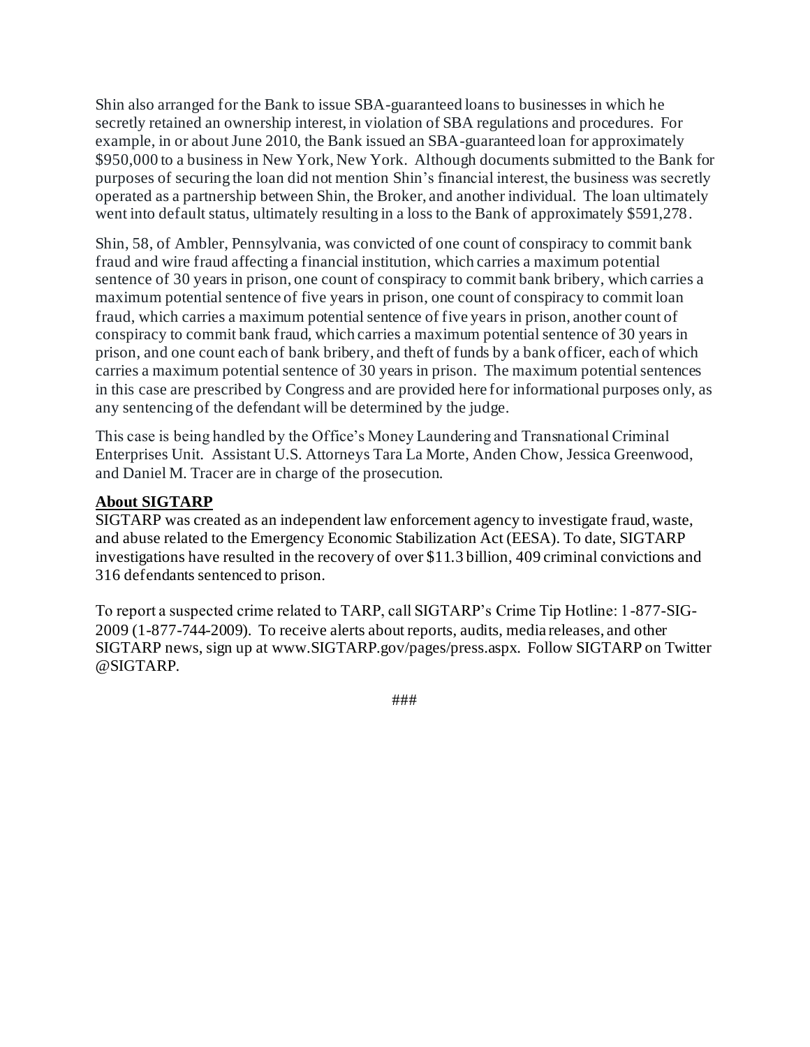Shin also arranged for the Bank to issue SBA-guaranteed loans to businesses in which he secretly retained an ownership interest, in violation of SBA regulations and procedures. For example, in or about June 2010, the Bank issued an SBA-guaranteed loan for approximately $950,000 to a business in New York, New York. Although documents submitted to the Bank for purposes of securing the loan did not mention Shin's financial interest, the business was secretly operated as a partnership between Shin, the Broker, and another individual. The loan ultimately went into default status, ultimately resulting in a loss to the Bank of approximately $591,278.

Shin, 58, of Ambler, Pennsylvania, was convicted of one count of conspiracy to commit bank fraud and wire fraud affecting a financial institution, which carries a maximum potential sentence of 30 years in prison, one count of conspiracy to commit bank bribery, which carries a maximum potential sentence of five years in prison, one count of conspiracy to commit loan fraud, which carries a maximum potential sentence of five years in prison, another count of conspiracy to commit bank fraud, which carries a maximum potential sentence of 30 years in prison, and one count each of bank bribery, and theft of funds by a bank officer, each of which carries a maximum potential sentence of 30 years in prison. The maximum potential sentences in this case are prescribed by Congress and are provided here for informational purposes only, as any sentencing of the defendant will be determined by the judge.

This case is being handled by the Office's Money Laundering and Transnational Criminal Enterprises Unit. Assistant U.S. Attorneys Tara La Morte, Anden Chow, Jessica Greenwood, and Daniel M. Tracer are in charge of the prosecution.

**About SIGTARP**

SIGTARP was created as an independent law enforcement agency to investigate fraud, waste, and abuse related to the Emergency Economic Stabilization Act (EESA). To date, SIGTARP investigations have resulted in the recovery of over $11.3 billion, 409 criminal convictions and 316 defendants sentenced to prison.

To report a suspected crime related to TARP, call SIGTARP's Crime Tip Hotline: 1-877-SIG-2009 (1-877-744-2009). To receive alerts about reports, audits, media releases, and other SIGTARP news, sign up at www.SIGTARP.gov/pages/press.aspx. Follow SIGTARP on Twitter @SIGTARP.

###